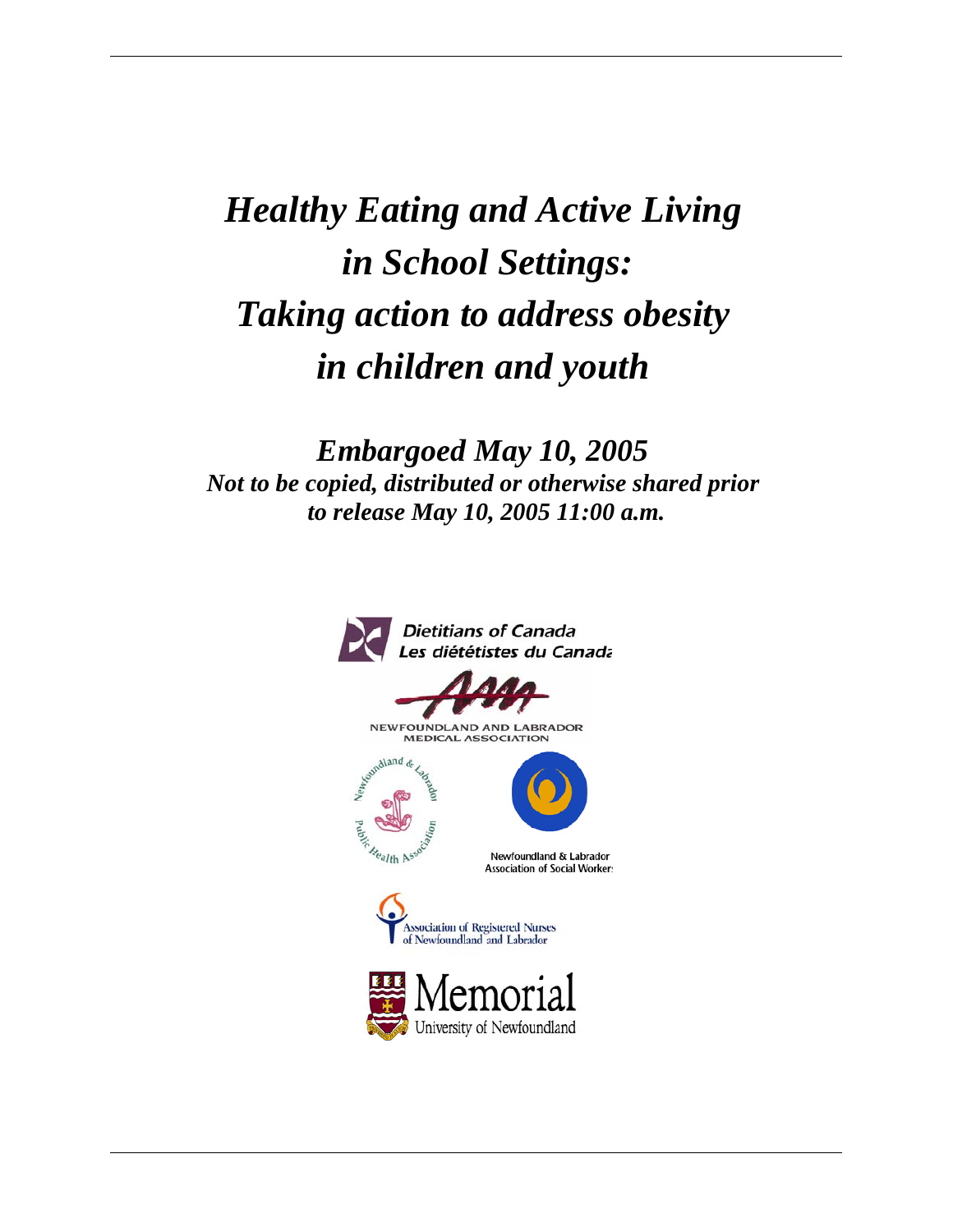# *Healthy Eating and Active Living in School Settings: Taking action to address obesity in children and youth*

***Embargoed May 10, 2005***

***Not to be copied, distributed or otherwise shared prior to release May 10, 2005 11:00 a.m.***

Dietitians of Canada
Les diététistes du Canada

NEWFOUNDLAND AND LABRADOR MEDICAL ASSOCIATION

Newfoundland & Labrador Public Health Association

Newfoundland & Labrador Association of Social Workers

Association of Registered Nurses of Newfoundland and Labrador

Memorial University of Newfoundland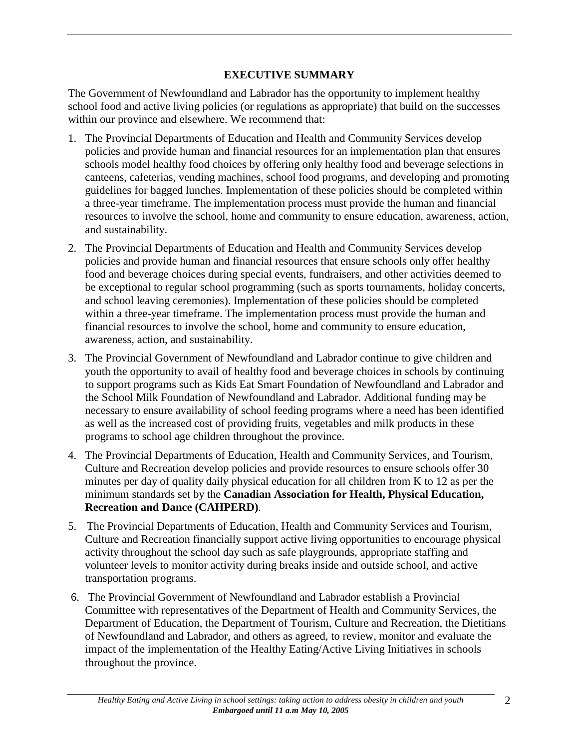## EXECUTIVE SUMMARY

The Government of Newfoundland and Labrador has the opportunity to implement healthy school food and active living policies (or regulations as appropriate) that build on the successes within our province and elsewhere. We recommend that:

1. The Provincial Departments of Education and Health and Community Services develop policies and provide human and financial resources for an implementation plan that ensures schools model healthy food choices by offering only healthy food and beverage selections in canteens, cafeterias, vending machines, school food programs, and developing and promoting guidelines for bagged lunches. Implementation of these policies should be completed within a three-year timeframe. The implementation process must provide the human and financial resources to involve the school, home and community to ensure education, awareness, action, and sustainability.

2. The Provincial Departments of Education and Health and Community Services develop policies and provide human and financial resources that ensure schools only offer healthy food and beverage choices during special events, fundraisers, and other activities deemed to be exceptional to regular school programming (such as sports tournaments, holiday concerts, and school leaving ceremonies). Implementation of these policies should be completed within a three-year timeframe. The implementation process must provide the human and financial resources to involve the school, home and community to ensure education, awareness, action, and sustainability.

3. The Provincial Government of Newfoundland and Labrador continue to give children and youth the opportunity to avail of healthy food and beverage choices in schools by continuing to support programs such as Kids Eat Smart Foundation of Newfoundland and Labrador and the School Milk Foundation of Newfoundland and Labrador. Additional funding may be necessary to ensure availability of school feeding programs where a need has been identified as well as the increased cost of providing fruits, vegetables and milk products in these programs to school age children throughout the province.

4. The Provincial Departments of Education, Health and Community Services, and Tourism, Culture and Recreation develop policies and provide resources to ensure schools offer 30 minutes per day of quality daily physical education for all children from K to 12 as per the minimum standards set by the **Canadian Association for Health, Physical Education, Recreation and Dance (CAHPERD)**.

5. The Provincial Departments of Education, Health and Community Services and Tourism, Culture and Recreation financially support active living opportunities to encourage physical activity throughout the school day such as safe playgrounds, appropriate staffing and volunteer levels to monitor activity during breaks inside and outside school, and active transportation programs.

6. The Provincial Government of Newfoundland and Labrador establish a Provincial Committee with representatives of the Department of Health and Community Services, the Department of Education, the Department of Tourism, Culture and Recreation, the Dietitians of Newfoundland and Labrador, and others as agreed, to review, monitor and evaluate the impact of the implementation of the Healthy Eating/Active Living Initiatives in schools throughout the province.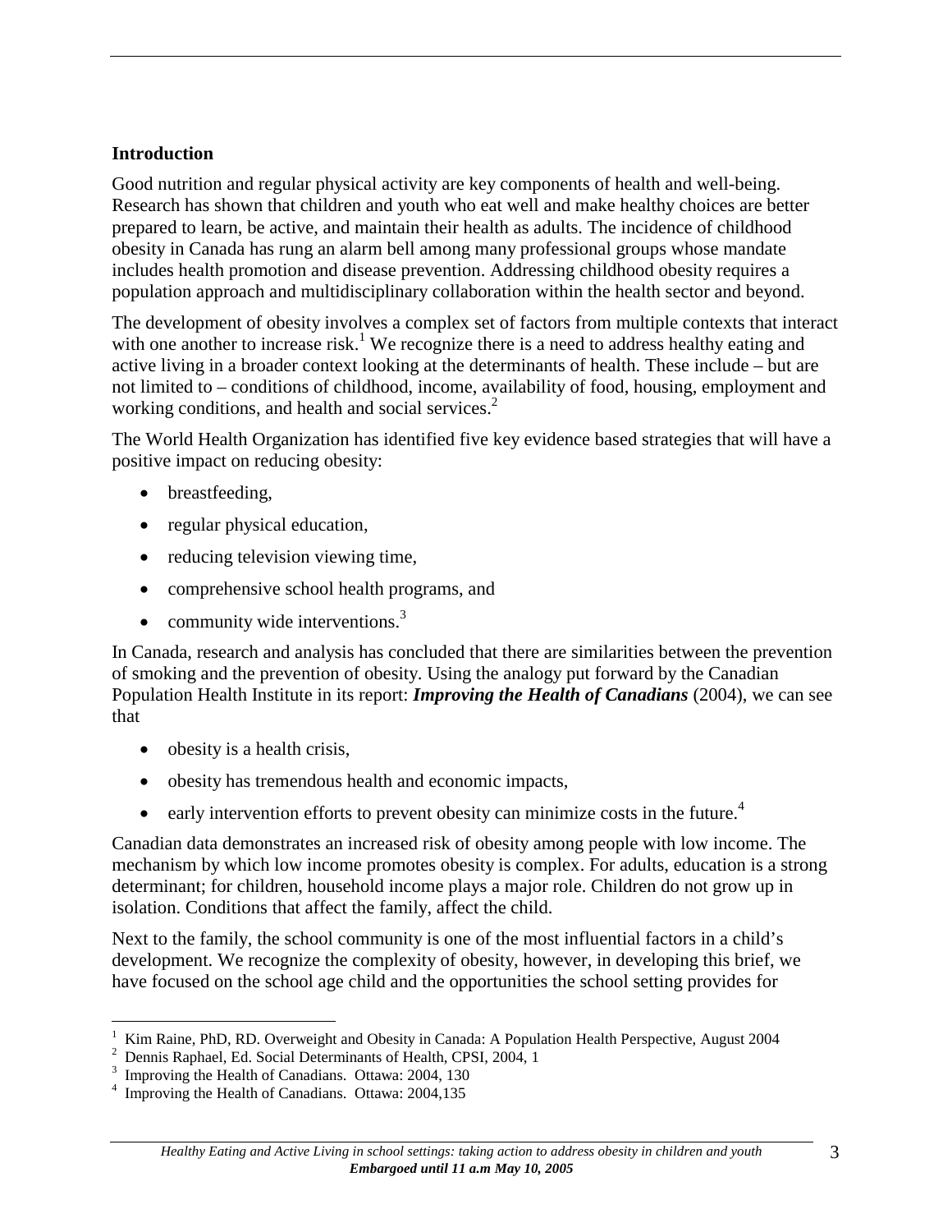## Introduction

Good nutrition and regular physical activity are key components of health and well-being. Research has shown that children and youth who eat well and make healthy choices are better prepared to learn, be active, and maintain their health as adults. The incidence of childhood obesity in Canada has rung an alarm bell among many professional groups whose mandate includes health promotion and disease prevention. Addressing childhood obesity requires a population approach and multidisciplinary collaboration within the health sector and beyond.

The development of obesity involves a complex set of factors from multiple contexts that interact with one another to increase risk.[1] We recognize there is a need to address healthy eating and active living in a broader context looking at the determinants of health. These include – but are not limited to – conditions of childhood, income, availability of food, housing, employment and working conditions, and health and social services.[2]

The World Health Organization has identified five key evidence based strategies that will have a positive impact on reducing obesity:

- breastfeeding,
- regular physical education,
- reducing television viewing time,
- comprehensive school health programs, and
- community wide interventions.[3]

In Canada, research and analysis has concluded that there are similarities between the prevention of smoking and the prevention of obesity. Using the analogy put forward by the Canadian Population Health Institute in its report: ***Improving the Health of Canadians*** (2004), we can see that

- obesity is a health crisis,
- obesity has tremendous health and economic impacts,
- early intervention efforts to prevent obesity can minimize costs in the future.[4]

Canadian data demonstrates an increased risk of obesity among people with low income. The mechanism by which low income promotes obesity is complex. For adults, education is a strong determinant; for children, household income plays a major role. Children do not grow up in isolation. Conditions that affect the family, affect the child.

Next to the family, the school community is one of the most influential factors in a child's development. We recognize the complexity of obesity, however, in developing this brief, we have focused on the school age child and the opportunities the school setting provides for

---

[1] Kim Raine, PhD, RD. Overweight and Obesity in Canada: A Population Health Perspective, August 2004

[2] Dennis Raphael, Ed. Social Determinants of Health, CPSI, 2004, 1

[3] Improving the Health of Canadians. Ottawa: 2004, 130

[4] Improving the Health of Canadians. Ottawa: 2004,135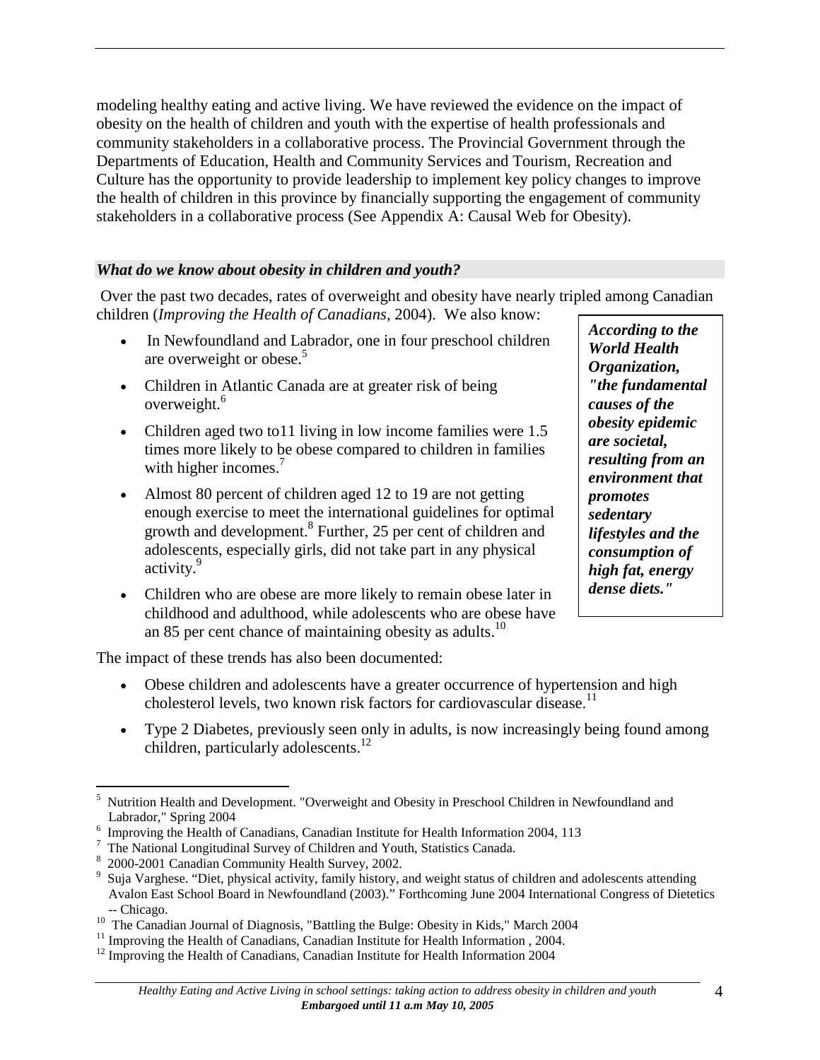modeling healthy eating and active living. We have reviewed the evidence on the impact of obesity on the health of children and youth with the expertise of health professionals and community stakeholders in a collaborative process. The Provincial Government through the Departments of Education, Health and Community Services and Tourism, Recreation and Culture has the opportunity to provide leadership to implement key policy changes to improve the health of children in this province by financially supporting the engagement of community stakeholders in a collaborative process (See Appendix A: Causal Web for Obesity).

### *What do we know about obesity in children and youth?*

Over the past two decades, rates of overweight and obesity have nearly tripled among Canadian children (*Improving the Health of Canadians*, 2004). We also know:

- In Newfoundland and Labrador, one in four preschool children are overweight or obese.[5]
- Children in Atlantic Canada are at greater risk of being overweight.[6]
- Children aged two to11 living in low income families were 1.5 times more likely to be obese compared to children in families with higher incomes.[7]
- Almost 80 percent of children aged 12 to 19 are not getting enough exercise to meet the international guidelines for optimal growth and development.[8] Further, 25 per cent of children and adolescents, especially girls, did not take part in any physical activity.[9]
- Children who are obese are more likely to remain obese later in childhood and adulthood, while adolescents who are obese have an 85 per cent chance of maintaining obesity as adults.[10]

***According to the World Health Organization, "the fundamental causes of the obesity epidemic are societal, resulting from an environment that promotes sedentary lifestyles and the consumption of high fat, energy dense diets."***

The impact of these trends has also been documented:

- Obese children and adolescents have a greater occurrence of hypertension and high cholesterol levels, two known risk factors for cardiovascular disease.[11]
- Type 2 Diabetes, previously seen only in adults, is now increasingly being found among children, particularly adolescents.[12]

---

5 Nutrition Health and Development. "Overweight and Obesity in Preschool Children in Newfoundland and Labrador," Spring 2004

6 Improving the Health of Canadians, Canadian Institute for Health Information 2004, 113

7 The National Longitudinal Survey of Children and Youth, Statistics Canada.

8 2000-2001 Canadian Community Health Survey, 2002.

9 Suja Varghese. "Diet, physical activity, family history, and weight status of children and adolescents attending Avalon East School Board in Newfoundland (2003)." Forthcoming June 2004 International Congress of Dietetics -- Chicago.

10 The Canadian Journal of Diagnosis, "Battling the Bulge: Obesity in Kids," March 2004

11 Improving the Health of Canadians, Canadian Institute for Health Information , 2004.

12 Improving the Health of Canadians, Canadian Institute for Health Information 2004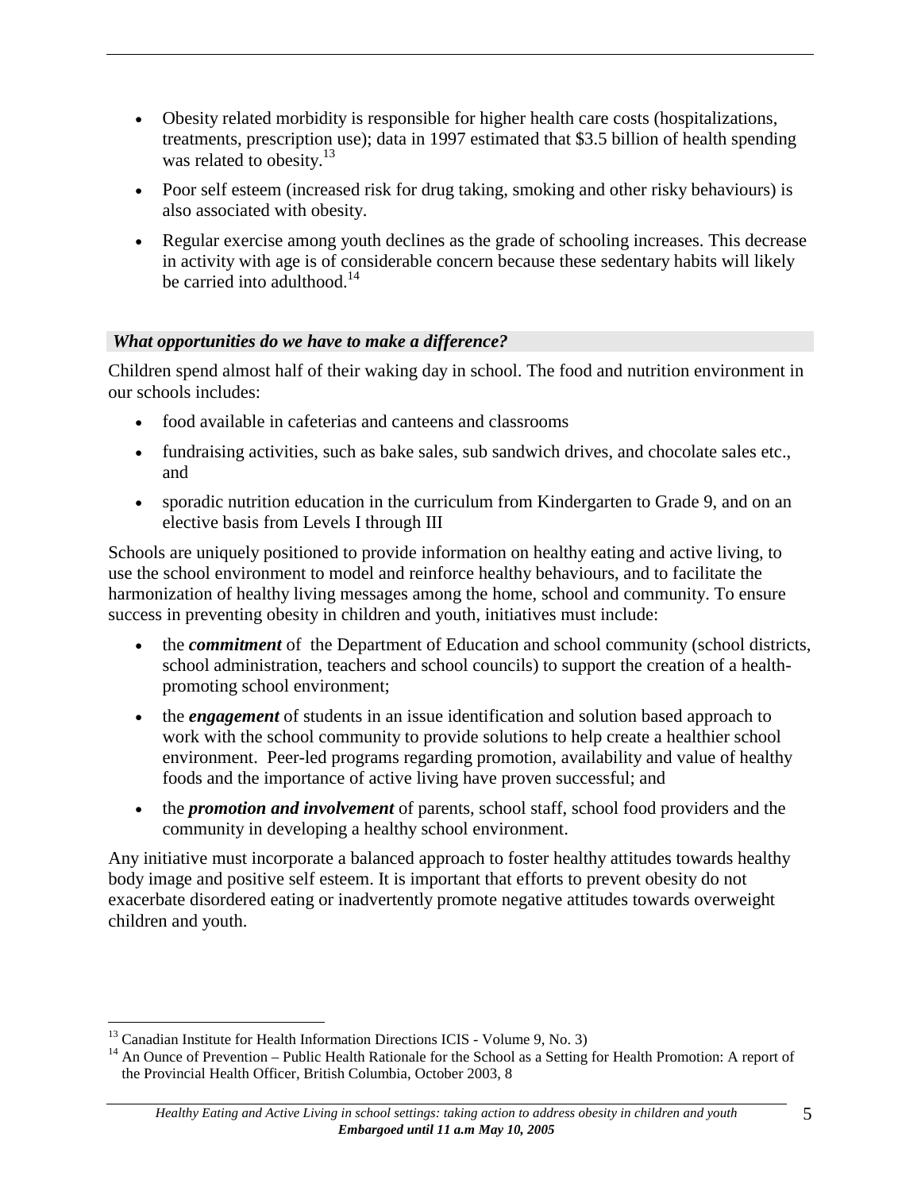- Obesity related morbidity is responsible for higher health care costs (hospitalizations, treatments, prescription use); data in 1997 estimated that $3.5 billion of health spending was related to obesity.[13]
- Poor self esteem (increased risk for drug taking, smoking and other risky behaviours) is also associated with obesity.
- Regular exercise among youth declines as the grade of schooling increases. This decrease in activity with age is of considerable concern because these sedentary habits will likely be carried into adulthood.[14]

### *What opportunities do we have to make a difference?*

Children spend almost half of their waking day in school. The food and nutrition environment in our schools includes:

- food available in cafeterias and canteens and classrooms
- fundraising activities, such as bake sales, sub sandwich drives, and chocolate sales etc., and
- sporadic nutrition education in the curriculum from Kindergarten to Grade 9, and on an elective basis from Levels I through III

Schools are uniquely positioned to provide information on healthy eating and active living, to use the school environment to model and reinforce healthy behaviours, and to facilitate the harmonization of healthy living messages among the home, school and community. To ensure success in preventing obesity in children and youth, initiatives must include:

- the ***commitment*** of the Department of Education and school community (school districts, school administration, teachers and school councils) to support the creation of a health-promoting school environment;
- the ***engagement*** of students in an issue identification and solution based approach to work with the school community to provide solutions to help create a healthier school environment. Peer-led programs regarding promotion, availability and value of healthy foods and the importance of active living have proven successful; and
- the ***promotion and involvement*** of parents, school staff, school food providers and the community in developing a healthy school environment.

Any initiative must incorporate a balanced approach to foster healthy attitudes towards healthy body image and positive self esteem. It is important that efforts to prevent obesity do not exacerbate disordered eating or inadvertently promote negative attitudes towards overweight children and youth.

---

[13] Canadian Institute for Health Information Directions ICIS - Volume 9, No. 3)

[14] An Ounce of Prevention – Public Health Rationale for the School as a Setting for Health Promotion: A report of the Provincial Health Officer, British Columbia, October 2003, 8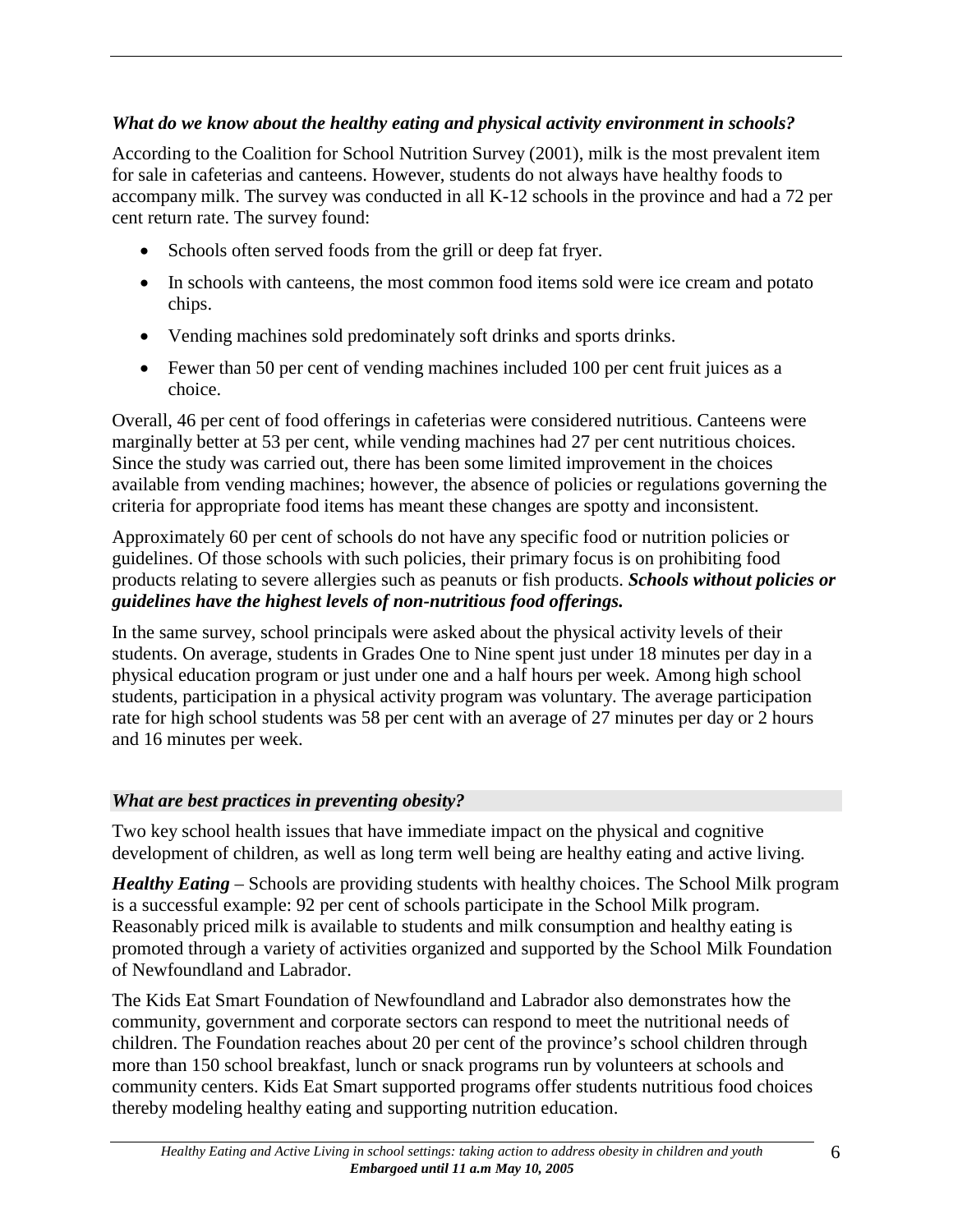### *What do we know about the healthy eating and physical activity environment in schools?*

According to the Coalition for School Nutrition Survey (2001), milk is the most prevalent item for sale in cafeterias and canteens. However, students do not always have healthy foods to accompany milk. The survey was conducted in all K-12 schools in the province and had a 72 per cent return rate. The survey found:

- Schools often served foods from the grill or deep fat fryer.
- In schools with canteens, the most common food items sold were ice cream and potato chips.
- Vending machines sold predominately soft drinks and sports drinks.
- Fewer than 50 per cent of vending machines included 100 per cent fruit juices as a choice.

Overall, 46 per cent of food offerings in cafeterias were considered nutritious. Canteens were marginally better at 53 per cent, while vending machines had 27 per cent nutritious choices. Since the study was carried out, there has been some limited improvement in the choices available from vending machines; however, the absence of policies or regulations governing the criteria for appropriate food items has meant these changes are spotty and inconsistent.

Approximately 60 per cent of schools do not have any specific food or nutrition policies or guidelines. Of those schools with such policies, their primary focus is on prohibiting food products relating to severe allergies such as peanuts or fish products. ***Schools without policies or guidelines have the highest levels of non-nutritious food offerings.***

In the same survey, school principals were asked about the physical activity levels of their students. On average, students in Grades One to Nine spent just under 18 minutes per day in a physical education program or just under one and a half hours per week. Among high school students, participation in a physical activity program was voluntary. The average participation rate for high school students was 58 per cent with an average of 27 minutes per day or 2 hours and 16 minutes per week.

### *What are best practices in preventing obesity?*

Two key school health issues that have immediate impact on the physical and cognitive development of children, as well as long term well being are healthy eating and active living.

***Healthy Eating*** – Schools are providing students with healthy choices. The School Milk program is a successful example: 92 per cent of schools participate in the School Milk program. Reasonably priced milk is available to students and milk consumption and healthy eating is promoted through a variety of activities organized and supported by the School Milk Foundation of Newfoundland and Labrador.

The Kids Eat Smart Foundation of Newfoundland and Labrador also demonstrates how the community, government and corporate sectors can respond to meet the nutritional needs of children. The Foundation reaches about 20 per cent of the province's school children through more than 150 school breakfast, lunch or snack programs run by volunteers at schools and community centers. Kids Eat Smart supported programs offer students nutritious food choices thereby modeling healthy eating and supporting nutrition education.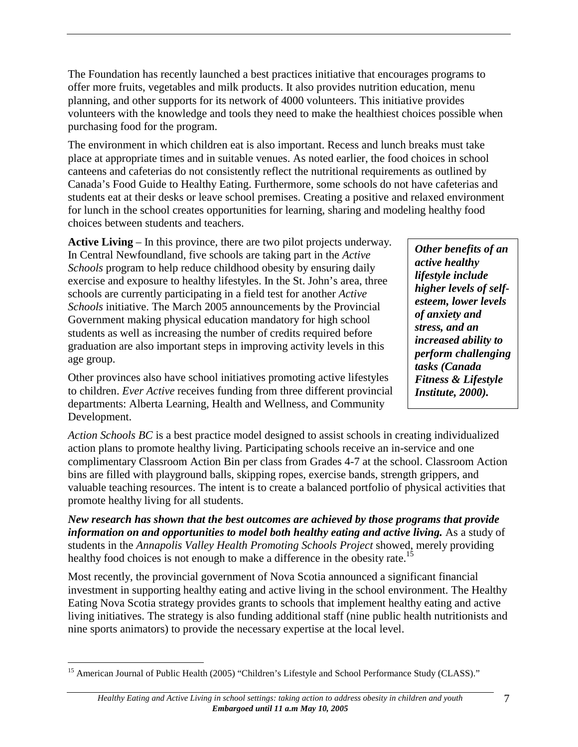The Foundation has recently launched a best practices initiative that encourages programs to offer more fruits, vegetables and milk products. It also provides nutrition education, menu planning, and other supports for its network of 4000 volunteers. This initiative provides volunteers with the knowledge and tools they need to make the healthiest choices possible when purchasing food for the program.

The environment in which children eat is also important. Recess and lunch breaks must take place at appropriate times and in suitable venues. As noted earlier, the food choices in school canteens and cafeterias do not consistently reflect the nutritional requirements as outlined by Canada's Food Guide to Healthy Eating. Furthermore, some schools do not have cafeterias and students eat at their desks or leave school premises. Creating a positive and relaxed environment for lunch in the school creates opportunities for learning, sharing and modeling healthy food choices between students and teachers.

**Active Living** – In this province, there are two pilot projects underway. In Central Newfoundland, five schools are taking part in the *Active Schools* program to help reduce childhood obesity by ensuring daily exercise and exposure to healthy lifestyles. In the St. John's area, three schools are currently participating in a field test for another *Active Schools* initiative. The March 2005 announcements by the Provincial Government making physical education mandatory for high school students as well as increasing the number of credits required before graduation are also important steps in improving activity levels in this age group.

***Other benefits of an active healthy lifestyle include higher levels of self-esteem, lower levels of anxiety and stress, and an increased ability to perform challenging tasks (Canada Fitness & Lifestyle Institute, 2000).***

Other provinces also have school initiatives promoting active lifestyles to children. *Ever Active* receives funding from three different provincial departments: Alberta Learning, Health and Wellness, and Community Development.

*Action Schools BC* is a best practice model designed to assist schools in creating individualized action plans to promote healthy living. Participating schools receive an in-service and one complimentary Classroom Action Bin per class from Grades 4-7 at the school. Classroom Action bins are filled with playground balls, skipping ropes, exercise bands, strength grippers, and valuable teaching resources. The intent is to create a balanced portfolio of physical activities that promote healthy living for all students.

***New research has shown that the best outcomes are achieved by those programs that provide information on and opportunities to model both healthy eating and active living.*** As a study of students in the *Annapolis Valley Health Promoting Schools Project* showed, merely providing healthy food choices is not enough to make a difference in the obesity rate.[15]

Most recently, the provincial government of Nova Scotia announced a significant financial investment in supporting healthy eating and active living in the school environment. The Healthy Eating Nova Scotia strategy provides grants to schools that implement healthy eating and active living initiatives. The strategy is also funding additional staff (nine public health nutritionists and nine sports animators) to provide the necessary expertise at the local level.

[15] American Journal of Public Health (2005) "Children's Lifestyle and School Performance Study (CLASS)."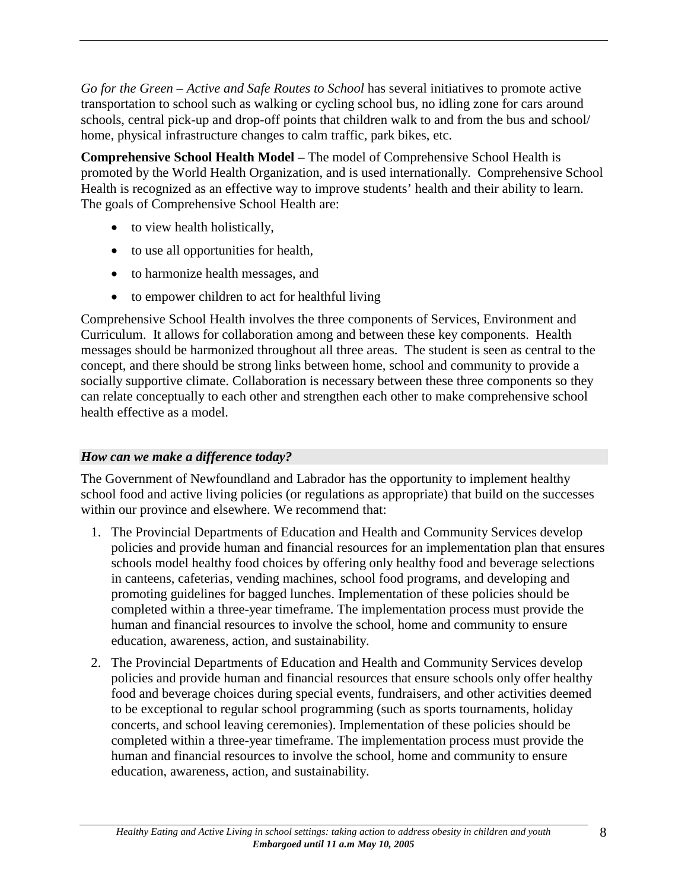*Go for the Green – Active and Safe Routes to School* has several initiatives to promote active transportation to school such as walking or cycling school bus, no idling zone for cars around schools, central pick-up and drop-off points that children walk to and from the bus and school/ home, physical infrastructure changes to calm traffic, park bikes, etc.

**Comprehensive School Health Model –** The model of Comprehensive School Health is promoted by the World Health Organization, and is used internationally. Comprehensive School Health is recognized as an effective way to improve students' health and their ability to learn. The goals of Comprehensive School Health are:

- to view health holistically,
- to use all opportunities for health,
- to harmonize health messages, and
- to empower children to act for healthful living

Comprehensive School Health involves the three components of Services, Environment and Curriculum. It allows for collaboration among and between these key components. Health messages should be harmonized throughout all three areas. The student is seen as central to the concept, and there should be strong links between home, school and community to provide a socially supportive climate. Collaboration is necessary between these three components so they can relate conceptually to each other and strengthen each other to make comprehensive school health effective as a model.

### *How can we make a difference today?*

The Government of Newfoundland and Labrador has the opportunity to implement healthy school food and active living policies (or regulations as appropriate) that build on the successes within our province and elsewhere. We recommend that:

1. The Provincial Departments of Education and Health and Community Services develop policies and provide human and financial resources for an implementation plan that ensures schools model healthy food choices by offering only healthy food and beverage selections in canteens, cafeterias, vending machines, school food programs, and developing and promoting guidelines for bagged lunches. Implementation of these policies should be completed within a three-year timeframe. The implementation process must provide the human and financial resources to involve the school, home and community to ensure education, awareness, action, and sustainability.
2. The Provincial Departments of Education and Health and Community Services develop policies and provide human and financial resources that ensure schools only offer healthy food and beverage choices during special events, fundraisers, and other activities deemed to be exceptional to regular school programming (such as sports tournaments, holiday concerts, and school leaving ceremonies). Implementation of these policies should be completed within a three-year timeframe. The implementation process must provide the human and financial resources to involve the school, home and community to ensure education, awareness, action, and sustainability.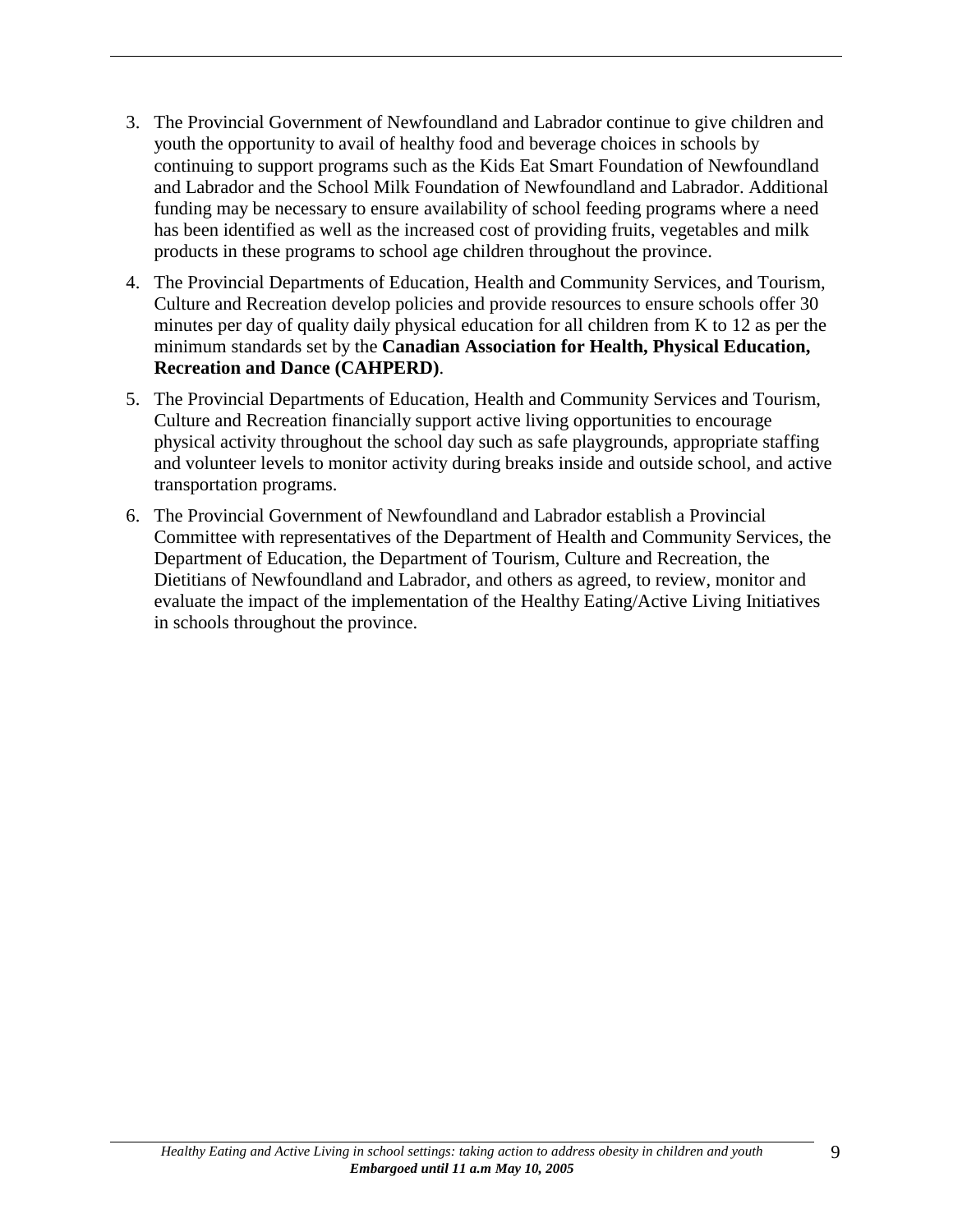3. The Provincial Government of Newfoundland and Labrador continue to give children and youth the opportunity to avail of healthy food and beverage choices in schools by continuing to support programs such as the Kids Eat Smart Foundation of Newfoundland and Labrador and the School Milk Foundation of Newfoundland and Labrador. Additional funding may be necessary to ensure availability of school feeding programs where a need has been identified as well as the increased cost of providing fruits, vegetables and milk products in these programs to school age children throughout the province.

4. The Provincial Departments of Education, Health and Community Services, and Tourism, Culture and Recreation develop policies and provide resources to ensure schools offer 30 minutes per day of quality daily physical education for all children from K to 12 as per the minimum standards set by the **Canadian Association for Health, Physical Education, Recreation and Dance (CAHPERD)**.

5. The Provincial Departments of Education, Health and Community Services and Tourism, Culture and Recreation financially support active living opportunities to encourage physical activity throughout the school day such as safe playgrounds, appropriate staffing and volunteer levels to monitor activity during breaks inside and outside school, and active transportation programs.

6. The Provincial Government of Newfoundland and Labrador establish a Provincial Committee with representatives of the Department of Health and Community Services, the Department of Education, the Department of Tourism, Culture and Recreation, the Dietitians of Newfoundland and Labrador, and others as agreed, to review, monitor and evaluate the impact of the implementation of the Healthy Eating/Active Living Initiatives in schools throughout the province.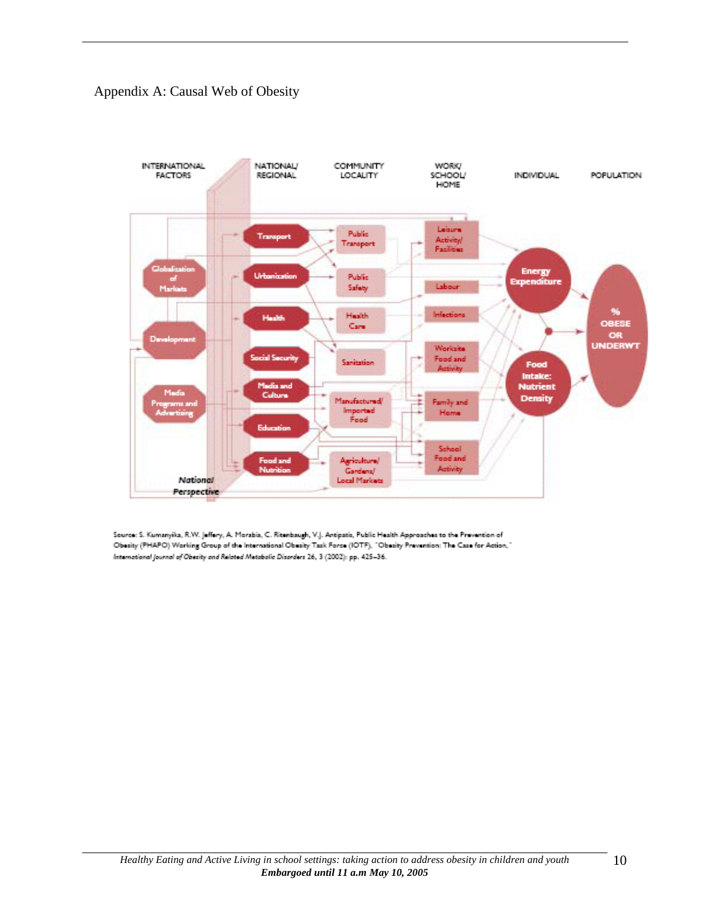## Appendix A: Causal Web of Obesity

INTERNATIONAL FACTORS

NATIONAL/ REGIONAL

COMMUNITY LOCALITY

WORK/ SCHOOL/ HOME

INDIVIDUAL

POPULATION

Globalization of Markets

Development

Media Programs and Advertising

Transport

Urbanization

Health

Social Security

Media and Culture

Education

Food and Nutrition

Public Transport

Public Safety

Health Care

Sanitation

Manufactured/ Imported Food

Agriculture/ Gardens/ Local Markets

Leisure Activity/ Facilities

Labour

Infections

Worksite Food and Activity

Family and Home

School Food and Activity

Energy Expenditure

Food Intake: Nutrient Density

% OBESE OR UNDERWT

National Perspective

Source: S. Kumanyika, R.W. Jeffery, A. Morabia, C. Ritenbaugh, V.J. Antipatis, Public Health Approaches to the Prevention of Obesity (PHAPO) Working Group of the International Obesity Task Force (IOTF), "Obesity Prevention: The Case for Action," *International Journal of Obesity and Related Metabolic Disorders* 26, 3 (2002): pp. 425–36.